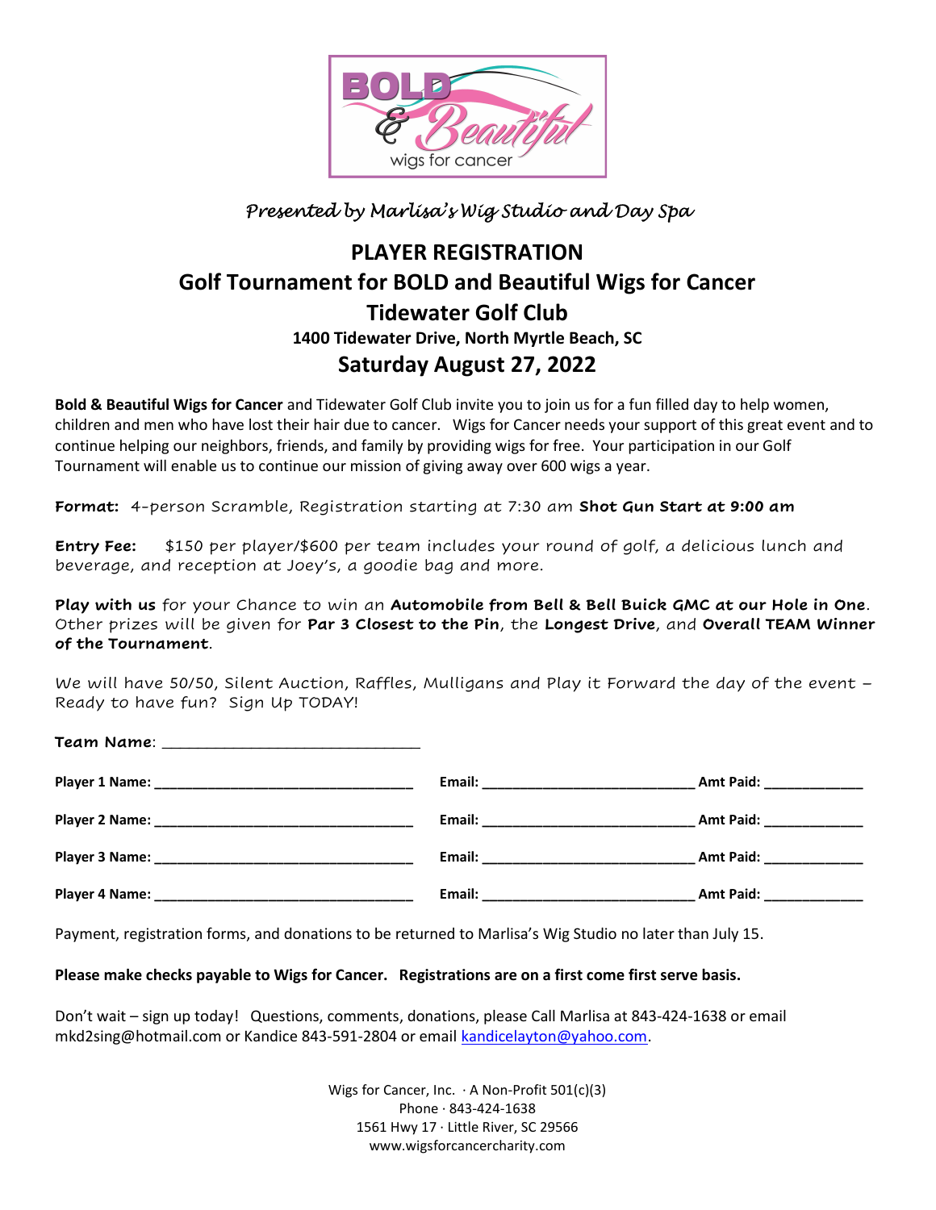*Presented by Marlisa's Wig Studio and Day Spa*

# PLAYER REGISTRATION

## Golf Tournament for BOLD and Beautiful Wigs for Cancer

## Tidewater Golf Club

### 1400 Tidewater Drive, North Myrtle Beach, SC

## Saturday August 27, 2022

**Bold & Beautiful Wigs for Cancer** and Tidewater Golf Club invite you to join us for a fun filled day to help women, children and men who have lost their hair due to cancer. Wigs for Cancer needs your support of this great event and to continue helping our neighbors, friends, and family by providing wigs for free. Your participation in our Golf Tournament will enable us to continue our mission of giving away over 600 wigs a year.

**Format:** 4-person Scramble, Registration starting at 7:30 am **Shot Gun Start at 9:00 am**

**Entry Fee:** $150 per player/$600 per team includes your round of golf, a delicious lunch and beverage, and reception at Joey's, a goodie bag and more.

**Play with us** for your Chance to win an **Automobile from Bell & Bell Buick GMC at our Hole in One**. Other prizes will be given for **Par 3 Closest to the Pin**, the **Longest Drive**, and **Overall TEAM Winner of the Tournament**.

We will have 50/50, Silent Auction, Raffles, Mulligans and Play it Forward the day of the event – Ready to have fun? Sign Up TODAY!

**Team Name**: ______________________________

**Player 1 Name:** ______________________________ **Email:** ________________________ **Amt Paid:** ____________

**Player 2 Name:** ______________________________ **Email:** ________________________ **Amt Paid:** ____________

**Player 3 Name:** ______________________________ **Email:** ________________________ **Amt Paid:** ____________

**Player 4 Name:** ______________________________ **Email:** ________________________ **Amt Paid:** ____________

Payment, registration forms, and donations to be returned to Marlisa's Wig Studio no later than July 15.

**Please make checks payable to Wigs for Cancer. Registrations are on a first come first serve basis.**

Don't wait – sign up today! Questions, comments, donations, please Call Marlisa at 843-424-1638 or email mkd2sing@hotmail.com or Kandice 843-591-2804 or email kandicelayton@yahoo.com.

Wigs for Cancer, Inc. · A Non-Profit 501(c)(3)
Phone · 843-424-1638
1561 Hwy 17 · Little River, SC 29566
www.wigsforcancercharity.com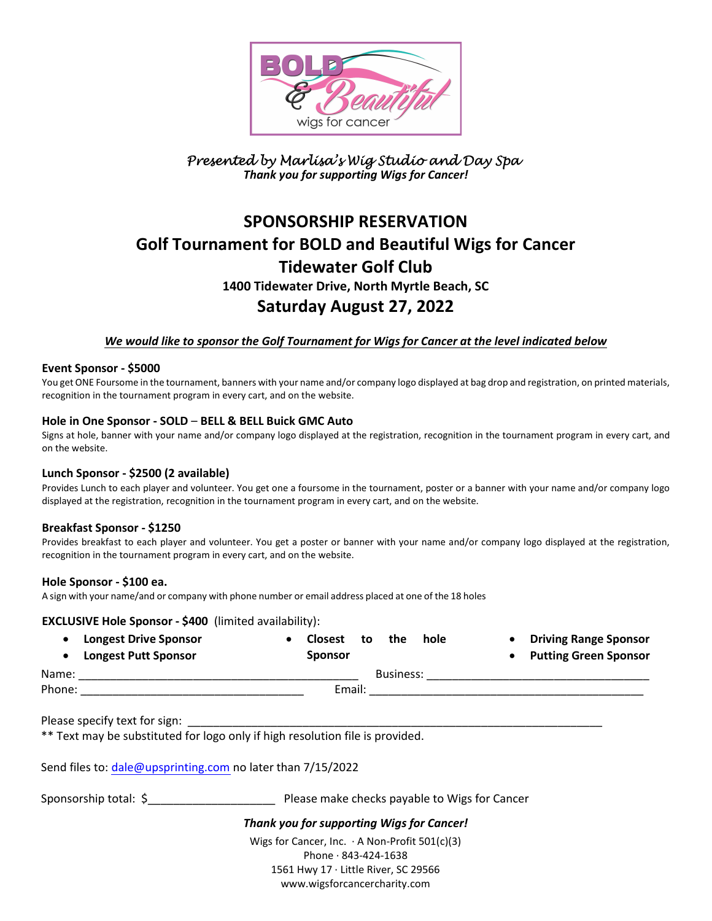*Presented by Marlisa's Wig Studio and Day Spa*
***Thank you for supporting Wigs for Cancer!***

# SPONSORSHIP RESERVATION

## Golf Tournament for BOLD and Beautiful Wigs for Cancer

## Tidewater Golf Club

### 1400 Tidewater Drive, North Myrtle Beach, SC

## Saturday August 27, 2022

***We would like to sponsor the Golf Tournament for Wigs for Cancer at the level indicated below***

**Event Sponsor - $5000**
You get ONE Foursome in the tournament, banners with your name and/or company logo displayed at bag drop and registration, on printed materials, recognition in the tournament program in every cart, and on the website.

**Hole in One Sponsor - SOLD – BELL & BELL Buick GMC Auto**
Signs at hole, banner with your name and/or company logo displayed at the registration, recognition in the tournament program in every cart, and on the website.

**Lunch Sponsor - $2500 (2 available)**
Provides Lunch to each player and volunteer. You get one a foursome in the tournament, poster or a banner with your name and/or company logo displayed at the registration, recognition in the tournament program in every cart, and on the website.

**Breakfast Sponsor - $1250**
Provides breakfast to each player and volunteer. You get a poster or banner with your name and/or company logo displayed at the registration, recognition in the tournament program in every cart, and on the website.

**Hole Sponsor - $100 ea.**
A sign with your name/and or company with phone number or email address placed at one of the 18 holes

**EXCLUSIVE Hole Sponsor - $400** (limited availability):

- **Longest Drive Sponsor**
- **Longest Putt Sponsor**
- **Closest to the hole Sponsor**
- **Driving Range Sponsor**
- **Putting Green Sponsor**

Name: ____________________________________________ Business: ___________________________________

Phone: ___________________________________ Email: ___________________________________________

Please specify text for sign: ___________________________________________________________________
** Text may be substituted for logo only if high resolution file is provided.

Send files to: dale@upsprinting.com no later than 7/15/2022

Sponsorship total: $___________________ Please make checks payable to Wigs for Cancer

***Thank you for supporting Wigs for Cancer!***

Wigs for Cancer, Inc. · A Non-Profit 501(c)(3)
Phone · 843-424-1638
1561 Hwy 17 · Little River, SC 29566
www.wigsforcancercharity.com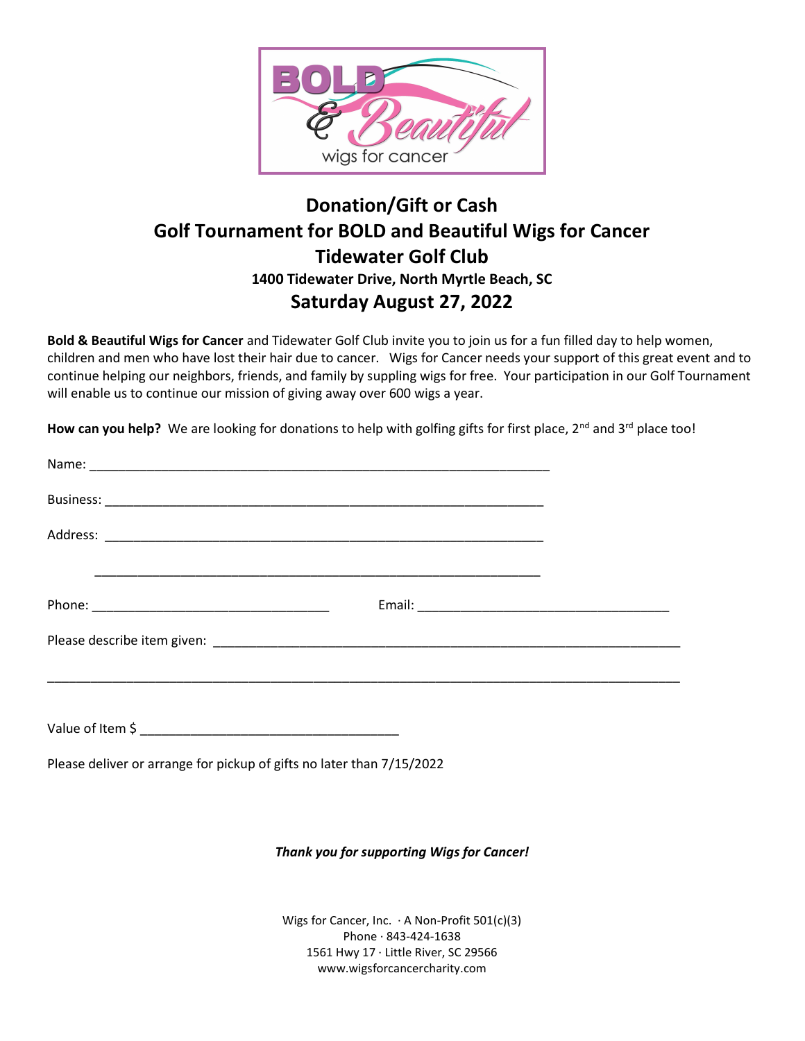BOLD & Beautiful wigs for cancer

# Donation/Gift or Cash

# Golf Tournament for BOLD and Beautiful Wigs for Cancer

# Tidewater Golf Club

### 1400 Tidewater Drive, North Myrtle Beach, SC

## Saturday August 27, 2022

**Bold & Beautiful Wigs for Cancer** and Tidewater Golf Club invite you to join us for a fun filled day to help women, children and men who have lost their hair due to cancer. Wigs for Cancer needs your support of this great event and to continue helping our neighbors, friends, and family by suppling wigs for free. Your participation in our Golf Tournament will enable us to continue our mission of giving away over 600 wigs a year.

**How can you help?** We are looking for donations to help with golfing gifts for first place, 2nd and 3rd place too!

Name: ___________________________________________________________________

Business: ________________________________________________________________

Address: _________________________________________________________________

_________________________________________________________________

Phone: __________________________________ Email: ____________________________________

Please describe item given: __________________________________________________________________

_________________________________________________________________________________________

Value of Item $ ____________________________________

Please deliver or arrange for pickup of gifts no later than 7/15/2022

***Thank you for supporting Wigs for Cancer!***

Wigs for Cancer, Inc. · A Non-Profit 501(c)(3)
Phone · 843-424-1638
1561 Hwy 17 · Little River, SC 29566
www.wigsforcancercharity.com